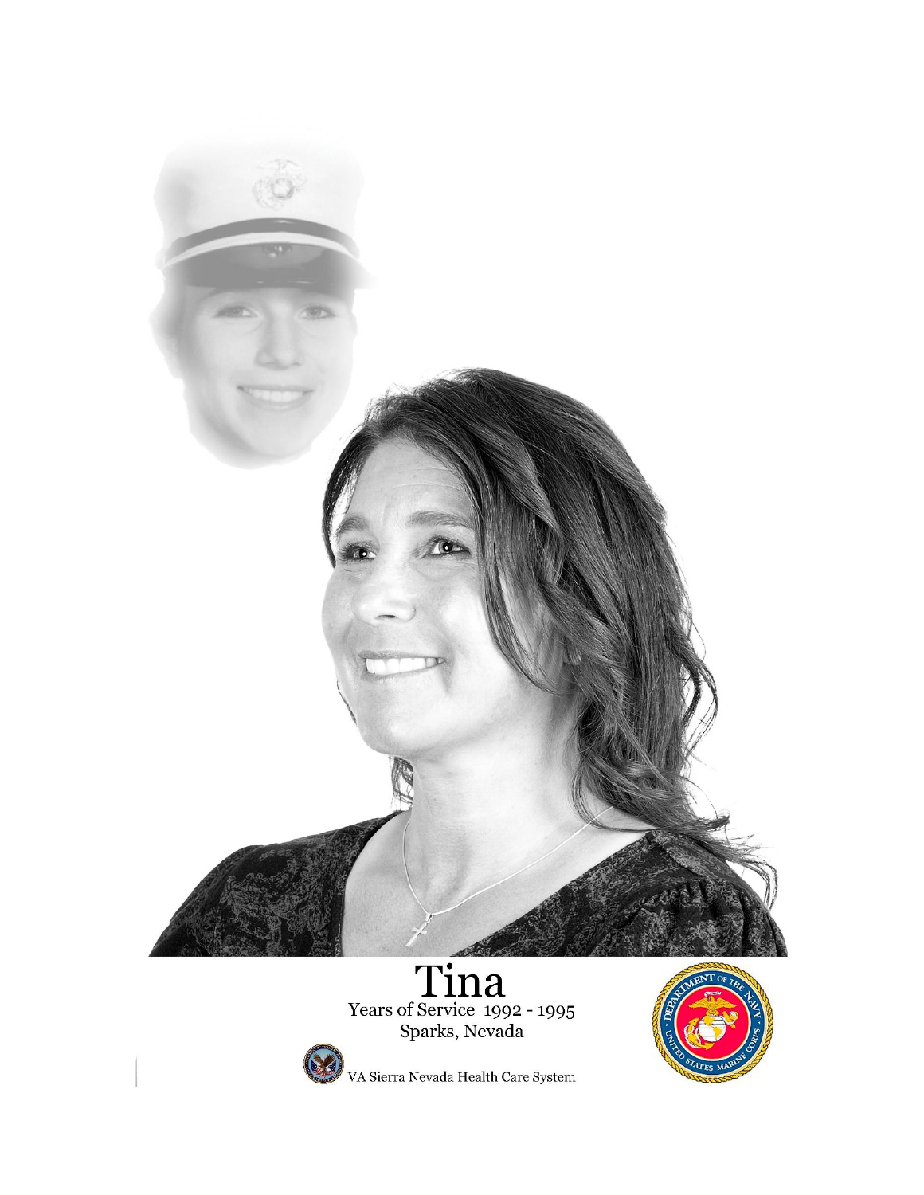# Tina

Years of Service 1992 - 1995

Sparks, Nevada

VA Sierra Nevada Health Care System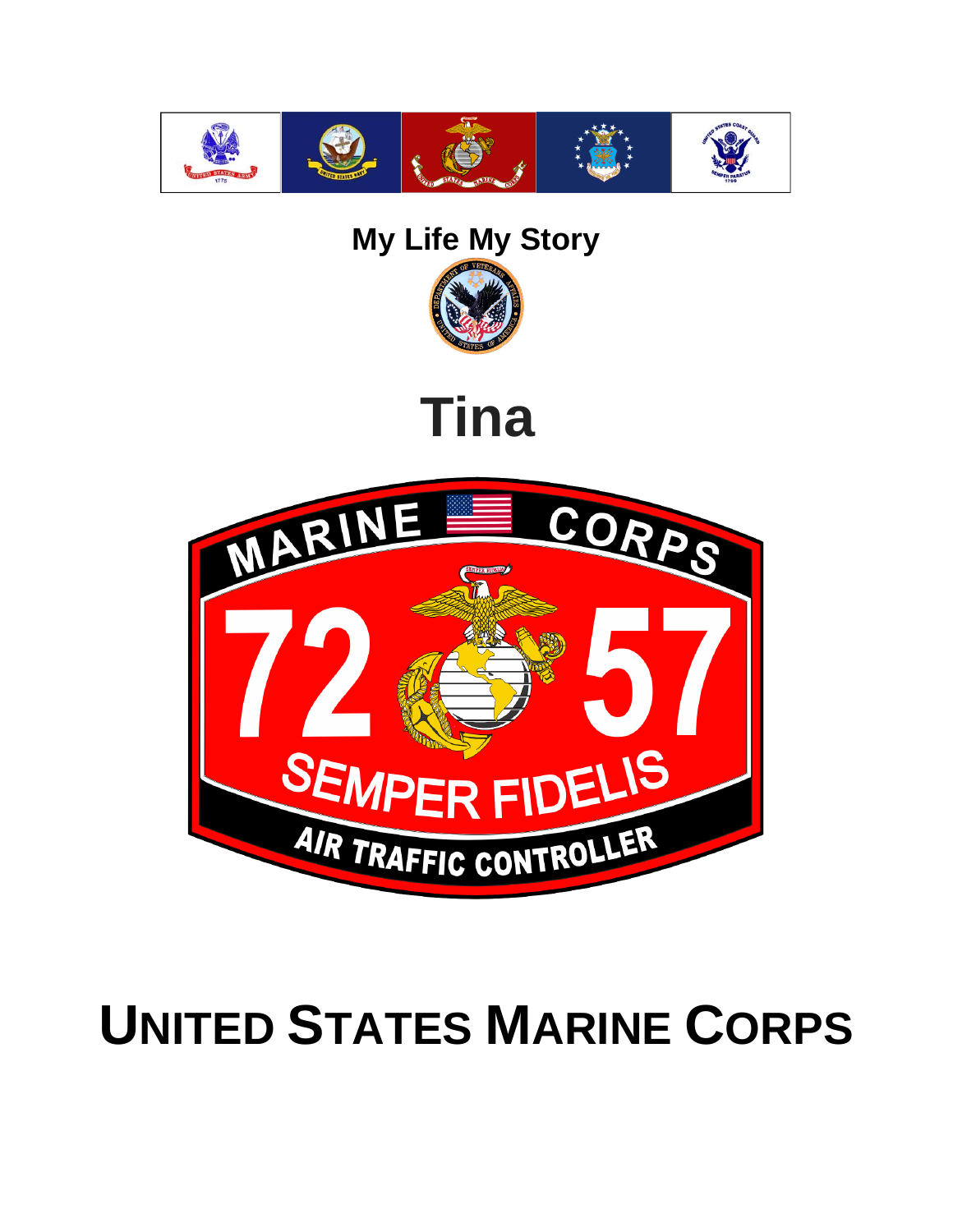# My Life My Story

# Tina

# UNITED STATES MARINE CORPS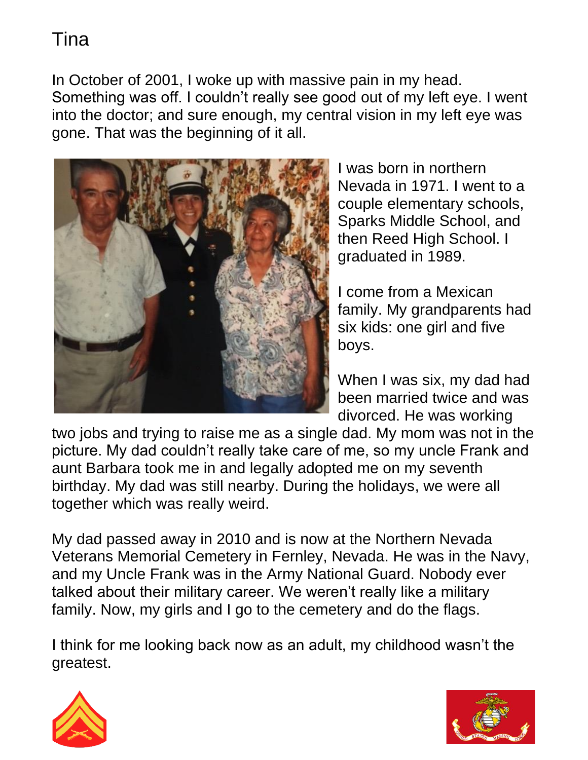# Tina

In October of 2001, I woke up with massive pain in my head. Something was off. I couldn't really see good out of my left eye. I went into the doctor; and sure enough, my central vision in my left eye was gone. That was the beginning of it all.

I was born in northern Nevada in 1971. I went to a couple elementary schools, Sparks Middle School, and then Reed High School. I graduated in 1989.

I come from a Mexican family. My grandparents had six kids: one girl and five boys.

When I was six, my dad had been married twice and was divorced. He was working two jobs and trying to raise me as a single dad. My mom was not in the picture. My dad couldn't really take care of me, so my uncle Frank and aunt Barbara took me in and legally adopted me on my seventh birthday. My dad was still nearby. During the holidays, we were all together which was really weird.

My dad passed away in 2010 and is now at the Northern Nevada Veterans Memorial Cemetery in Fernley, Nevada. He was in the Navy, and my Uncle Frank was in the Army National Guard. Nobody ever talked about their military career. We weren't really like a military family. Now, my girls and I go to the cemetery and do the flags.

I think for me looking back now as an adult, my childhood wasn't the greatest.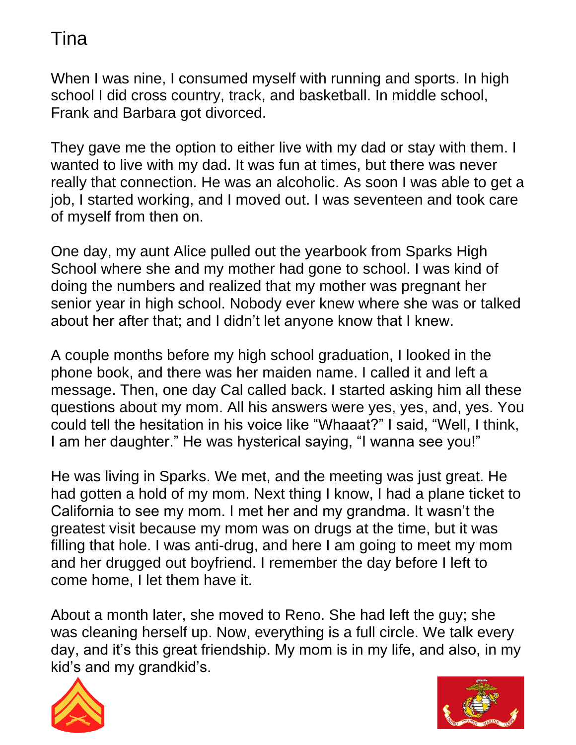# Tina

When I was nine, I consumed myself with running and sports. In high school I did cross country, track, and basketball. In middle school, Frank and Barbara got divorced.

They gave me the option to either live with my dad or stay with them. I wanted to live with my dad. It was fun at times, but there was never really that connection. He was an alcoholic. As soon I was able to get a job, I started working, and I moved out. I was seventeen and took care of myself from then on.

One day, my aunt Alice pulled out the yearbook from Sparks High School where she and my mother had gone to school. I was kind of doing the numbers and realized that my mother was pregnant her senior year in high school. Nobody ever knew where she was or talked about her after that; and I didn't let anyone know that I knew.

A couple months before my high school graduation, I looked in the phone book, and there was her maiden name. I called it and left a message. Then, one day Cal called back. I started asking him all these questions about my mom. All his answers were yes, yes, and, yes. You could tell the hesitation in his voice like "Whaaat?" I said, "Well, I think, I am her daughter." He was hysterical saying, "I wanna see you!"

He was living in Sparks. We met, and the meeting was just great. He had gotten a hold of my mom. Next thing I know, I had a plane ticket to California to see my mom. I met her and my grandma. It wasn't the greatest visit because my mom was on drugs at the time, but it was filling that hole. I was anti-drug, and here I am going to meet my mom and her drugged out boyfriend. I remember the day before I left to come home, I let them have it.

About a month later, she moved to Reno. She had left the guy; she was cleaning herself up. Now, everything is a full circle. We talk every day, and it's this great friendship. My mom is in my life, and also, in my kid's and my grandkid's.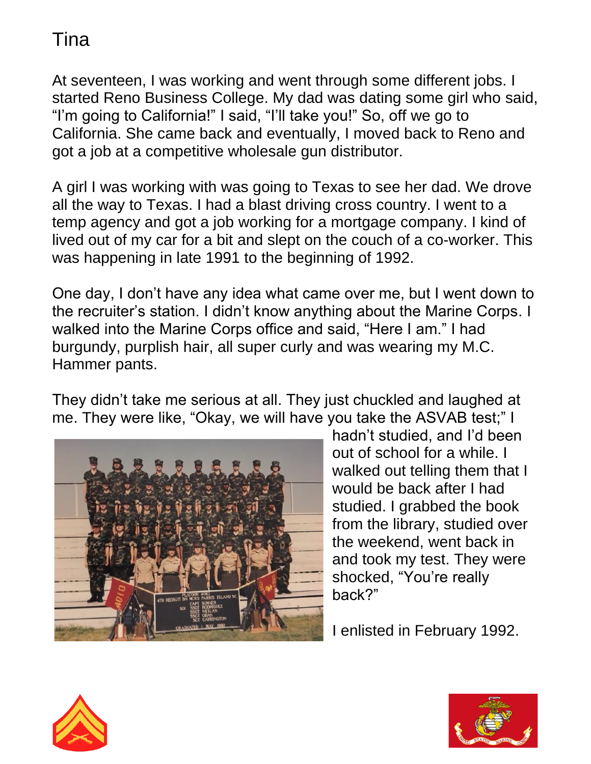# Tina

At seventeen, I was working and went through some different jobs. I started Reno Business College. My dad was dating some girl who said, "I'm going to California!" I said, "I'll take you!" So, off we go to California. She came back and eventually, I moved back to Reno and got a job at a competitive wholesale gun distributor.

A girl I was working with was going to Texas to see her dad. We drove all the way to Texas. I had a blast driving cross country. I went to a temp agency and got a job working for a mortgage company. I kind of lived out of my car for a bit and slept on the couch of a co-worker. This was happening in late 1991 to the beginning of 1992.

One day, I don't have any idea what came over me, but I went down to the recruiter's station. I didn't know anything about the Marine Corps. I walked into the Marine Corps office and said, "Here I am." I had burgundy, purplish hair, all super curly and was wearing my M.C. Hammer pants.

They didn't take me serious at all. They just chuckled and laughed at me. They were like, "Okay, we will have you take the ASVAB test;" I hadn't studied, and I'd been out of school for a while. I walked out telling them that I would be back after I had studied. I grabbed the book from the library, studied over the weekend, went back in and took my test. They were shocked, "You're really back?"

I enlisted in February 1992.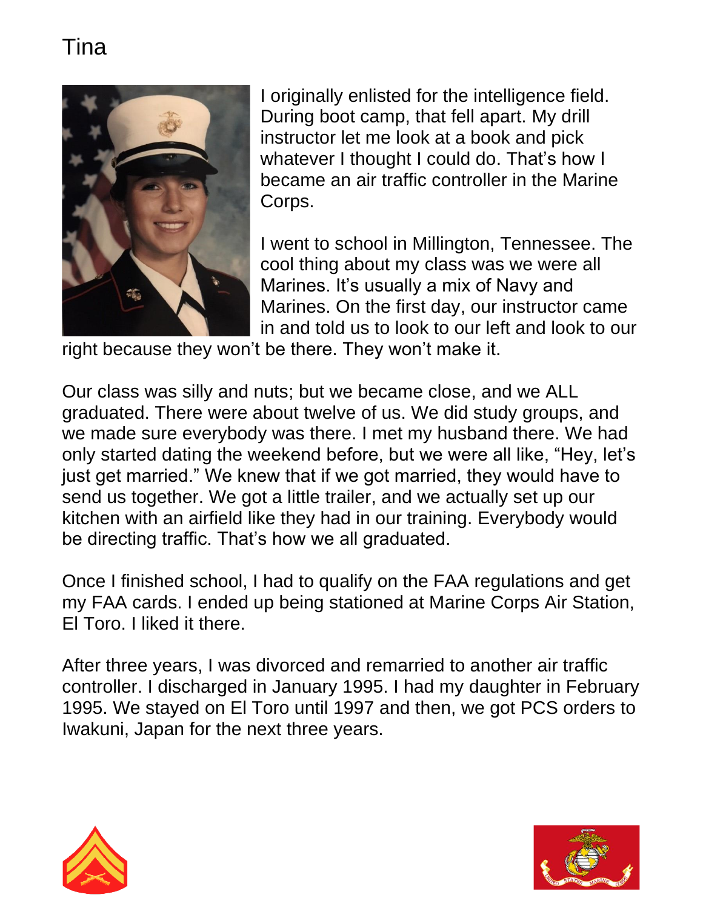# Tina

I originally enlisted for the intelligence field. During boot camp, that fell apart. My drill instructor let me look at a book and pick whatever I thought I could do. That's how I became an air traffic controller in the Marine Corps.

I went to school in Millington, Tennessee. The cool thing about my class was we were all Marines. It's usually a mix of Navy and Marines. On the first day, our instructor came in and told us to look to our left and look to our right because they won't be there. They won't make it.

Our class was silly and nuts; but we became close, and we ALL graduated. There were about twelve of us. We did study groups, and we made sure everybody was there. I met my husband there. We had only started dating the weekend before, but we were all like, "Hey, let's just get married." We knew that if we got married, they would have to send us together. We got a little trailer, and we actually set up our kitchen with an airfield like they had in our training. Everybody would be directing traffic. That's how we all graduated.

Once I finished school, I had to qualify on the FAA regulations and get my FAA cards. I ended up being stationed at Marine Corps Air Station, El Toro. I liked it there.

After three years, I was divorced and remarried to another air traffic controller. I discharged in January 1995. I had my daughter in February 1995. We stayed on El Toro until 1997 and then, we got PCS orders to Iwakuni, Japan for the next three years.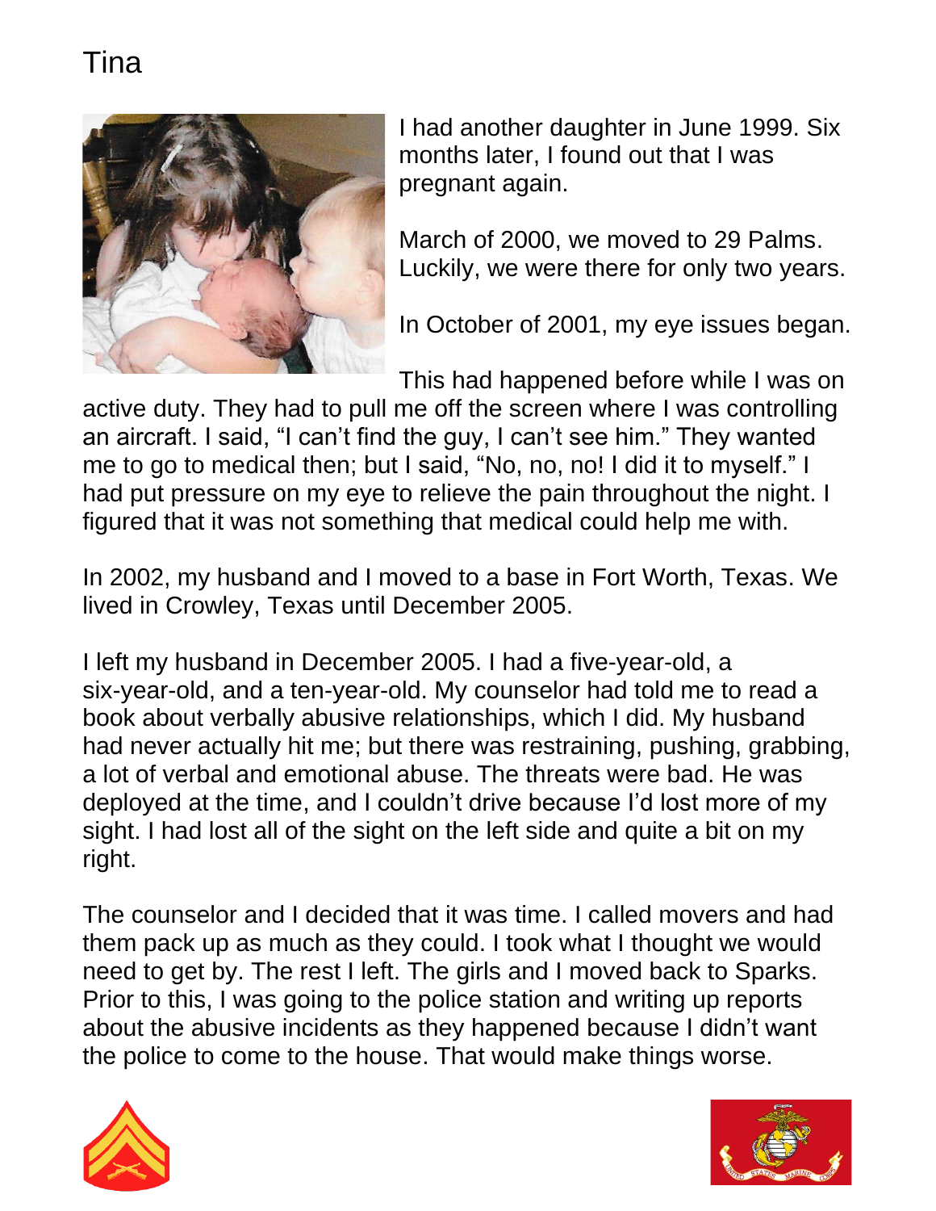# Tina

I had another daughter in June 1999. Six months later, I found out that I was pregnant again.

March of 2000, we moved to 29 Palms. Luckily, we were there for only two years.

In October of 2001, my eye issues began.

This had happened before while I was on active duty. They had to pull me off the screen where I was controlling an aircraft. I said, "I can't find the guy, I can't see him." They wanted me to go to medical then; but I said, "No, no, no! I did it to myself." I had put pressure on my eye to relieve the pain throughout the night. I figured that it was not something that medical could help me with.

In 2002, my husband and I moved to a base in Fort Worth, Texas. We lived in Crowley, Texas until December 2005.

I left my husband in December 2005. I had a five-year-old, a six-year-old, and a ten-year-old. My counselor had told me to read a book about verbally abusive relationships, which I did. My husband had never actually hit me; but there was restraining, pushing, grabbing, a lot of verbal and emotional abuse. The threats were bad. He was deployed at the time, and I couldn't drive because I'd lost more of my sight. I had lost all of the sight on the left side and quite a bit on my right.

The counselor and I decided that it was time. I called movers and had them pack up as much as they could. I took what I thought we would need to get by. The rest I left. The girls and I moved back to Sparks. Prior to this, I was going to the police station and writing up reports about the abusive incidents as they happened because I didn't want the police to come to the house. That would make things worse.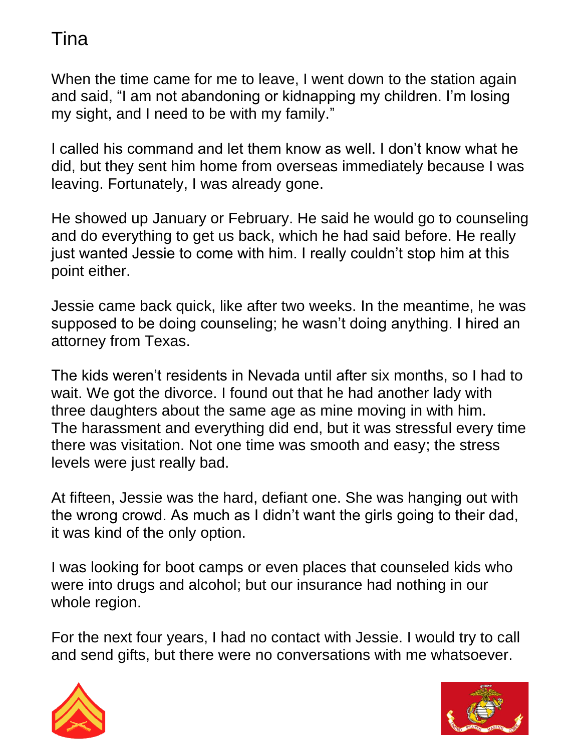# Tina

When the time came for me to leave, I went down to the station again and said, "I am not abandoning or kidnapping my children. I'm losing my sight, and I need to be with my family."

I called his command and let them know as well. I don't know what he did, but they sent him home from overseas immediately because I was leaving. Fortunately, I was already gone.

He showed up January or February. He said he would go to counseling and do everything to get us back, which he had said before. He really just wanted Jessie to come with him. I really couldn't stop him at this point either.

Jessie came back quick, like after two weeks. In the meantime, he was supposed to be doing counseling; he wasn't doing anything. I hired an attorney from Texas.

The kids weren't residents in Nevada until after six months, so I had to wait. We got the divorce. I found out that he had another lady with three daughters about the same age as mine moving in with him. The harassment and everything did end, but it was stressful every time there was visitation. Not one time was smooth and easy; the stress levels were just really bad.

At fifteen, Jessie was the hard, defiant one. She was hanging out with the wrong crowd. As much as I didn't want the girls going to their dad, it was kind of the only option.

I was looking for boot camps or even places that counseled kids who were into drugs and alcohol; but our insurance had nothing in our whole region.

For the next four years, I had no contact with Jessie. I would try to call and send gifts, but there were no conversations with me whatsoever.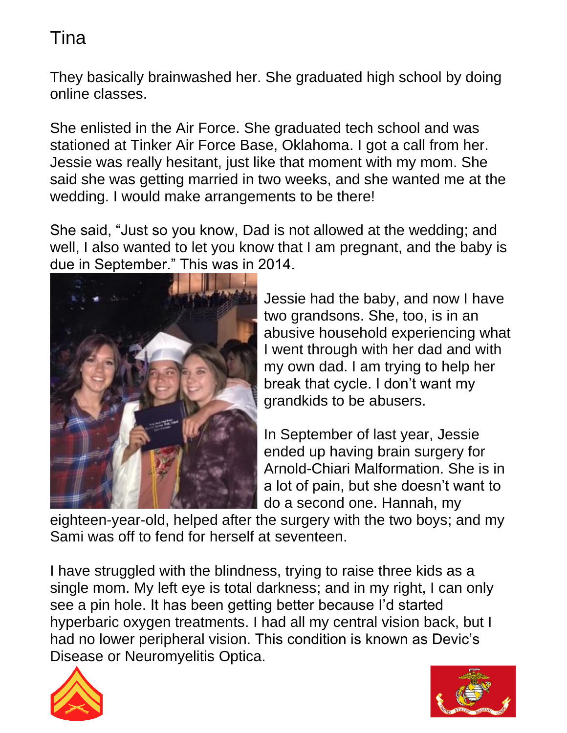# Tina

They basically brainwashed her. She graduated high school by doing online classes.

She enlisted in the Air Force. She graduated tech school and was stationed at Tinker Air Force Base, Oklahoma. I got a call from her. Jessie was really hesitant, just like that moment with my mom. She said she was getting married in two weeks, and she wanted me at the wedding. I would make arrangements to be there!

She said, "Just so you know, Dad is not allowed at the wedding; and well, I also wanted to let you know that I am pregnant, and the baby is due in September." This was in 2014.

Jessie had the baby, and now I have two grandsons. She, too, is in an abusive household experiencing what I went through with her dad and with my own dad. I am trying to help her break that cycle. I don't want my grandkids to be abusers.

In September of last year, Jessie ended up having brain surgery for Arnold-Chiari Malformation. She is in a lot of pain, but she doesn't want to do a second one. Hannah, my eighteen-year-old, helped after the surgery with the two boys; and my Sami was off to fend for herself at seventeen.

I have struggled with the blindness, trying to raise three kids as a single mom. My left eye is total darkness; and in my right, I can only see a pin hole. It has been getting better because I'd started hyperbaric oxygen treatments. I had all my central vision back, but I had no lower peripheral vision. This condition is known as Devic's Disease or Neuromyelitis Optica.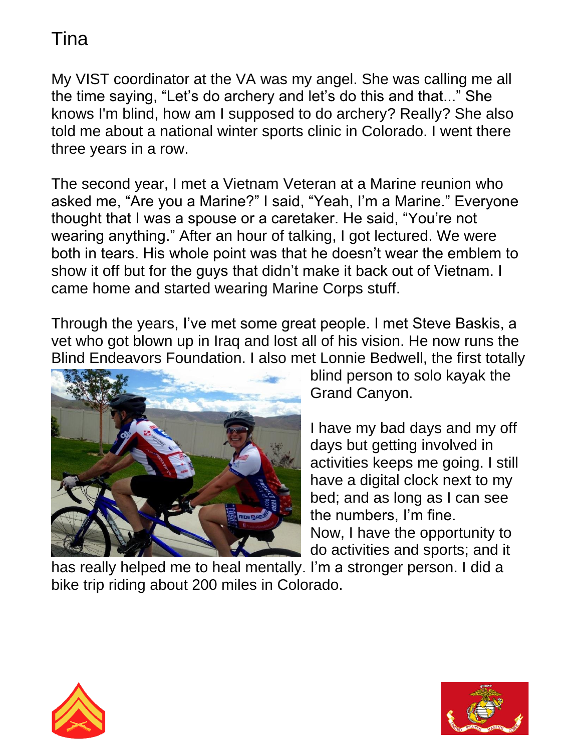# Tina

My VIST coordinator at the VA was my angel. She was calling me all the time saying, “Let’s do archery and let’s do this and that...” She knows I'm blind, how am I supposed to do archery? Really? She also told me about a national winter sports clinic in Colorado. I went there three years in a row.

The second year, I met a Vietnam Veteran at a Marine reunion who asked me, “Are you a Marine?” I said, “Yeah, I’m a Marine.” Everyone thought that I was a spouse or a caretaker. He said, “You’re not wearing anything.” After an hour of talking, I got lectured. We were both in tears. His whole point was that he doesn’t wear the emblem to show it off but for the guys that didn’t make it back out of Vietnam. I came home and started wearing Marine Corps stuff.

Through the years, I’ve met some great people. I met Steve Baskis, a vet who got blown up in Iraq and lost all of his vision. He now runs the Blind Endeavors Foundation. I also met Lonnie Bedwell, the first totally blind person to solo kayak the Grand Canyon.

I have my bad days and my off days but getting involved in activities keeps me going. I still have a digital clock next to my bed; and as long as I can see the numbers, I’m fine.

Now, I have the opportunity to do activities and sports; and it has really helped me to heal mentally. I’m a stronger person. I did a bike trip riding about 200 miles in Colorado.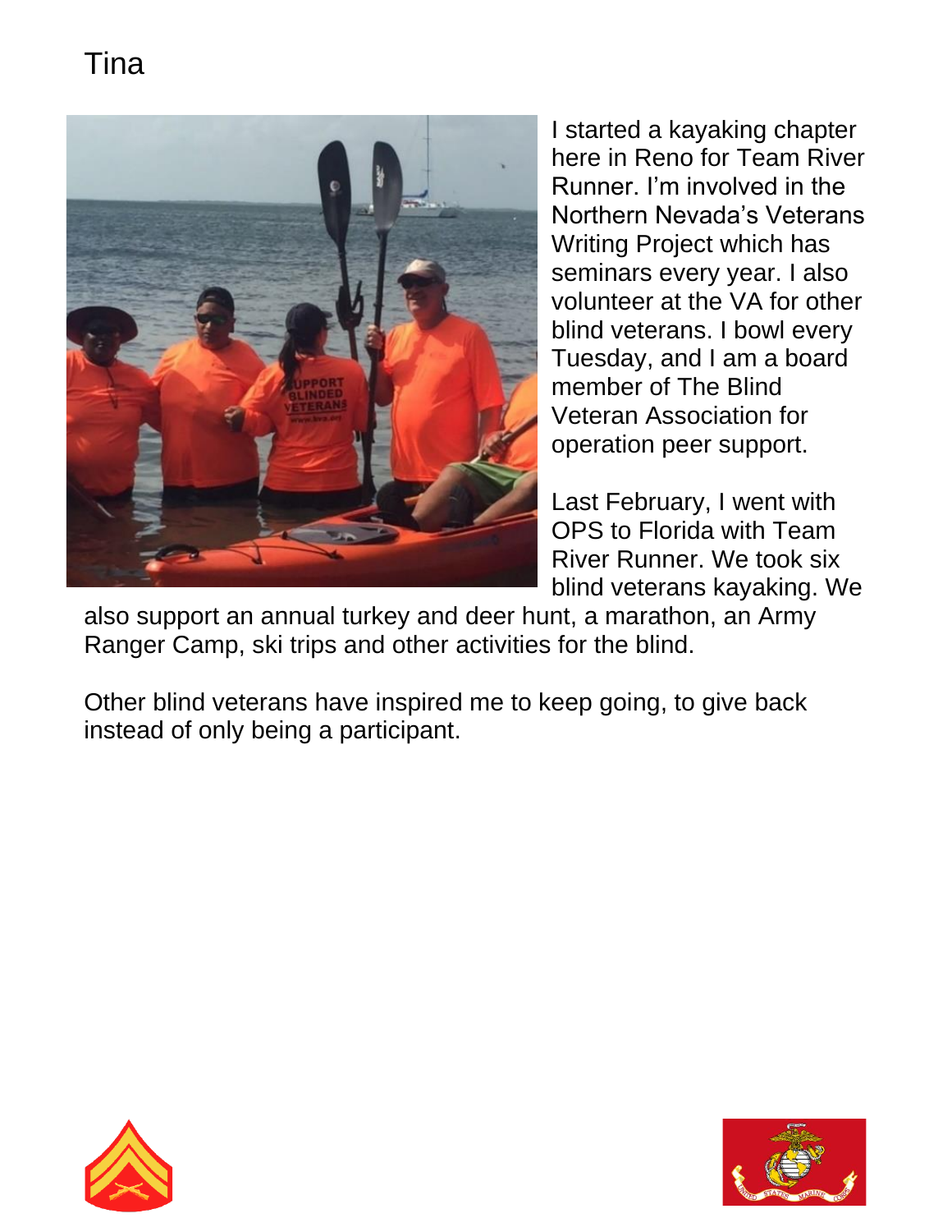# Tina

I started a kayaking chapter here in Reno for Team River Runner. I'm involved in the Northern Nevada's Veterans Writing Project which has seminars every year. I also volunteer at the VA for other blind veterans. I bowl every Tuesday, and I am a board member of The Blind Veteran Association for operation peer support.

Last February, I went with OPS to Florida with Team River Runner. We took six blind veterans kayaking. We also support an annual turkey and deer hunt, a marathon, an Army Ranger Camp, ski trips and other activities for the blind.

Other blind veterans have inspired me to keep going, to give back instead of only being a participant.